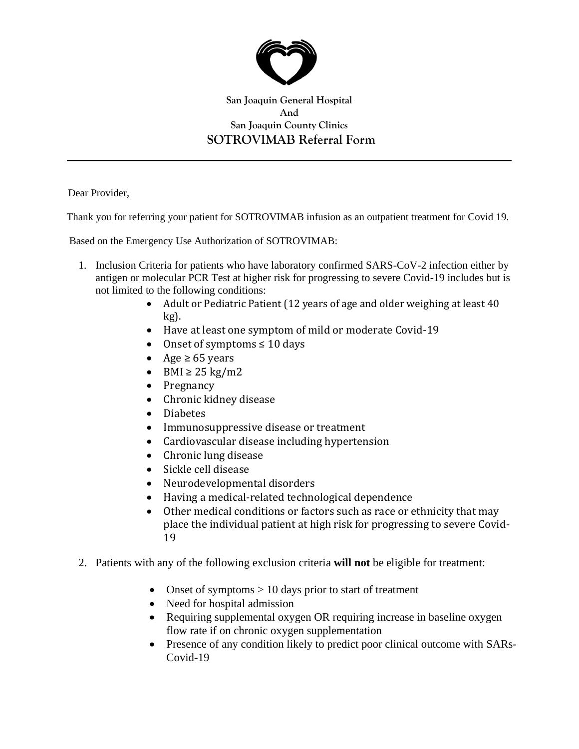**San Joaquin General Hospital**
**And**
**San Joaquin County Clinics**

# SOTROVIMAB Referral Form

---

Dear Provider,

Thank you for referring your patient for SOTROVIMAB infusion as an outpatient treatment for Covid 19.

Based on the Emergency Use Authorization of SOTROVIMAB:

1. Inclusion Criteria for patients who have laboratory confirmed SARS-CoV-2 infection either by antigen or molecular PCR Test at higher risk for progressing to severe Covid-19 includes but is not limited to the following conditions:
    - Adult or Pediatric Patient (12 years of age and older weighing at least 40 kg).
    - Have at least one symptom of mild or moderate Covid-19
    - Onset of symptoms ≤ 10 days
    - Age ≥ 65 years
    - BMI ≥ 25 kg/m2
    - Pregnancy
    - Chronic kidney disease
    - Diabetes
    - Immunosuppressive disease or treatment
    - Cardiovascular disease including hypertension
    - Chronic lung disease
    - Sickle cell disease
    - Neurodevelopmental disorders
    - Having a medical-related technological dependence
    - Other medical conditions or factors such as race or ethnicity that may place the individual patient at high risk for progressing to severe Covid-19

2. Patients with any of the following exclusion criteria **will not** be eligible for treatment:
    - Onset of symptoms > 10 days prior to start of treatment
    - Need for hospital admission
    - Requiring supplemental oxygen OR requiring increase in baseline oxygen flow rate if on chronic oxygen supplementation
    - Presence of any condition likely to predict poor clinical outcome with SARs-Covid-19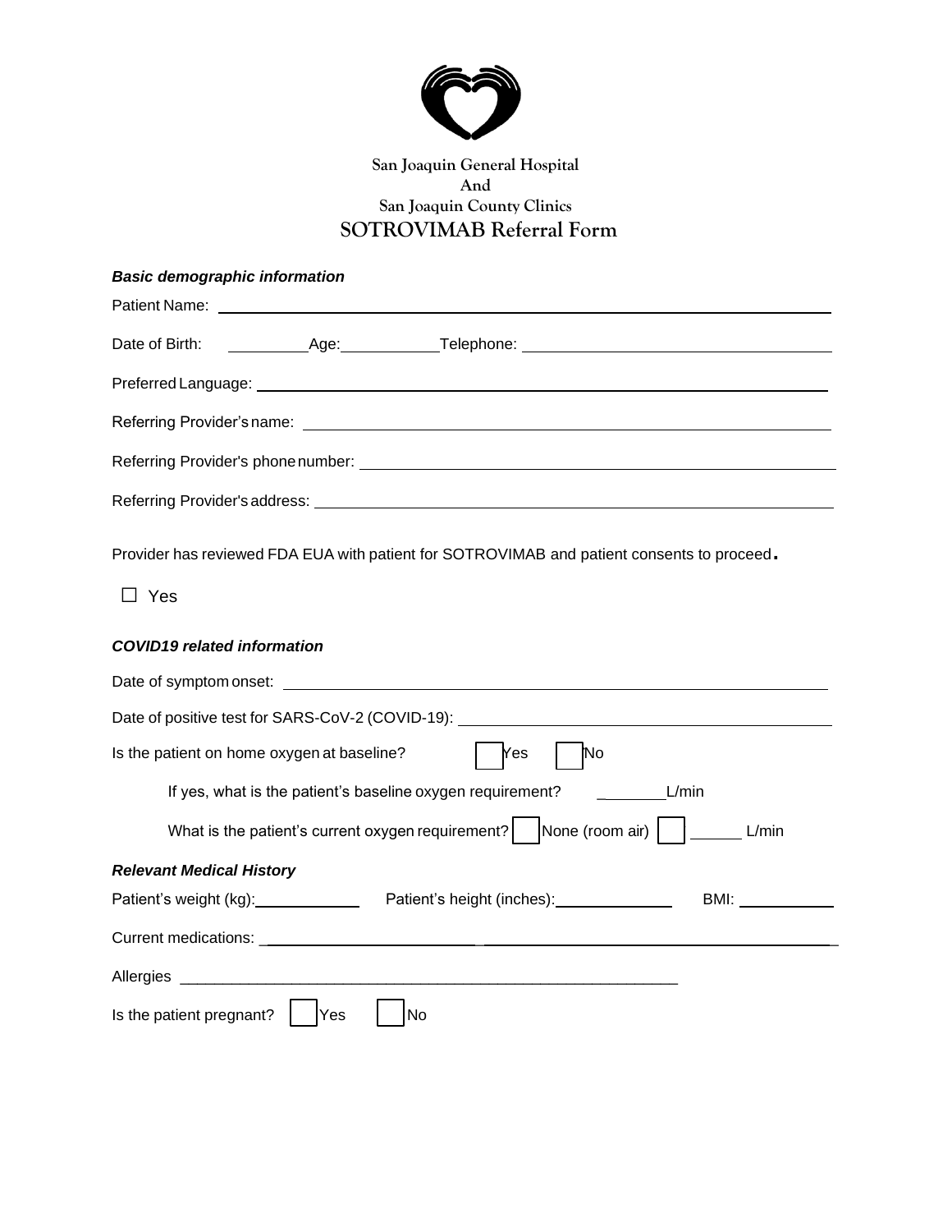San Joaquin General Hospital
And
San Joaquin County Clinics

# SOTROVIMAB Referral Form

***Basic demographic information***

Patient Name: ______________________________

Date of Birth: __________ Age: __________ Telephone: ______________________________

Preferred Language: ______________________________

Referring Provider's name: ______________________________

Referring Provider's phone number: ______________________________

Referring Provider's address: ______________________________

Provider has reviewed FDA EUA with patient for SOTROVIMAB and patient consents to proceed.

☐ Yes

***COVID19 related information***

Date of symptom onset: ______________________________

Date of positive test for SARS-CoV-2 (COVID-19): ______________________________

Is the patient on home oxygen at baseline? ☐ Yes ☐ No

If yes, what is the patient's baseline oxygen requirement? ________ L/min

What is the patient's current oxygen requirement? ☐ None (room air) ☐ ______ L/min

***Relevant Medical History***

Patient's weight (kg): ____________ Patient's height (inches): ____________ BMI: ____________

Current medications: ______________________________

Allergies ______________________________

Is the patient pregnant? ☐ Yes ☐ No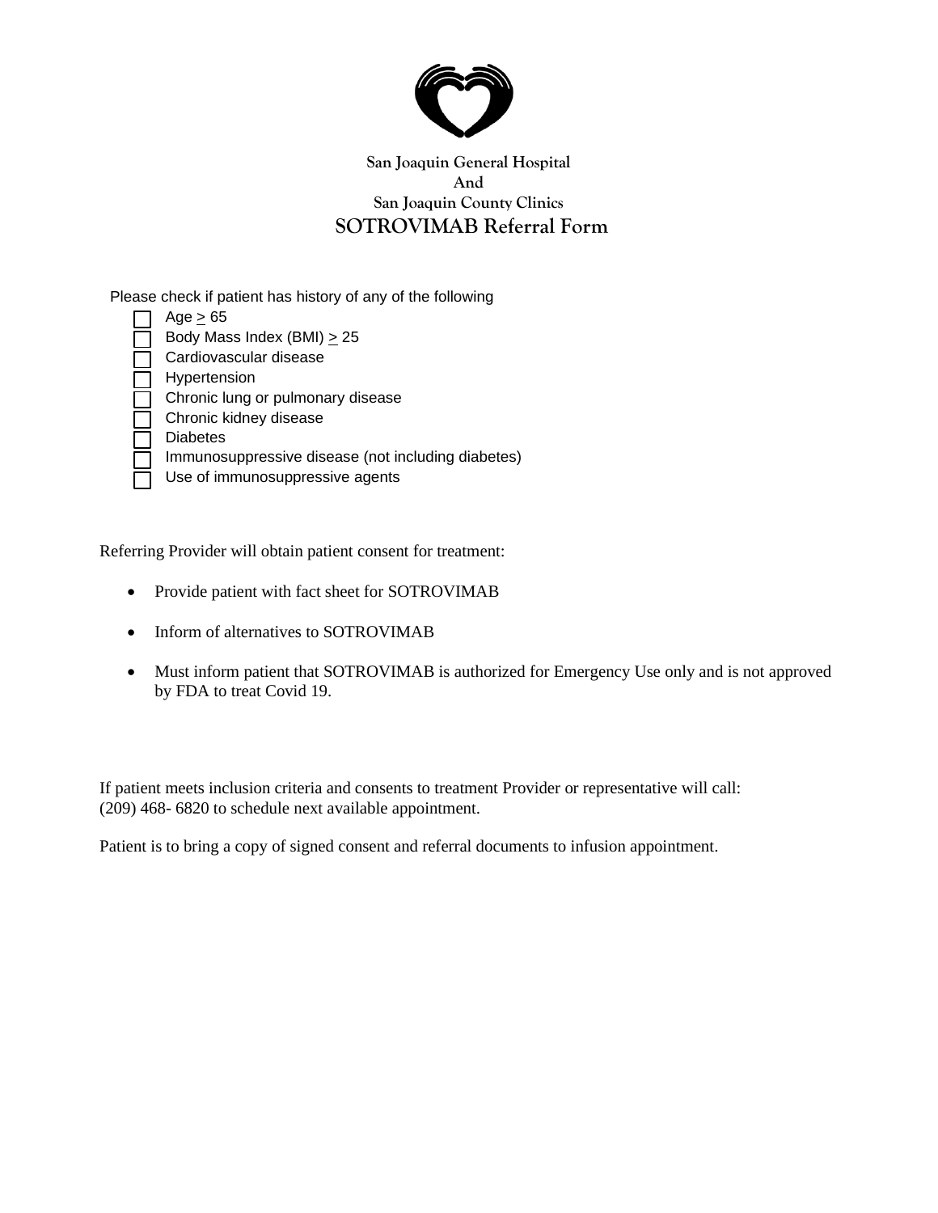San Joaquin General Hospital
And
San Joaquin County Clinics

# SOTROVIMAB Referral Form

Please check if patient has history of any of the following

- ☐ Age $\geq$ 65
- ☐ Body Mass Index (BMI) $\geq$ 25
- ☐ Cardiovascular disease
- ☐ Hypertension
- ☐ Chronic lung or pulmonary disease
- ☐ Chronic kidney disease
- ☐ Diabetes
- ☐ Immunosuppressive disease (not including diabetes)
- ☐ Use of immunosuppressive agents

Referring Provider will obtain patient consent for treatment:

- Provide patient with fact sheet for SOTROVIMAB
- Inform of alternatives to SOTROVIMAB
- Must inform patient that SOTROVIMAB is authorized for Emergency Use only and is not approved by FDA to treat Covid 19.

If patient meets inclusion criteria and consents to treatment Provider or representative will call: (209) 468- 6820 to schedule next available appointment.

Patient is to bring a copy of signed consent and referral documents to infusion appointment.